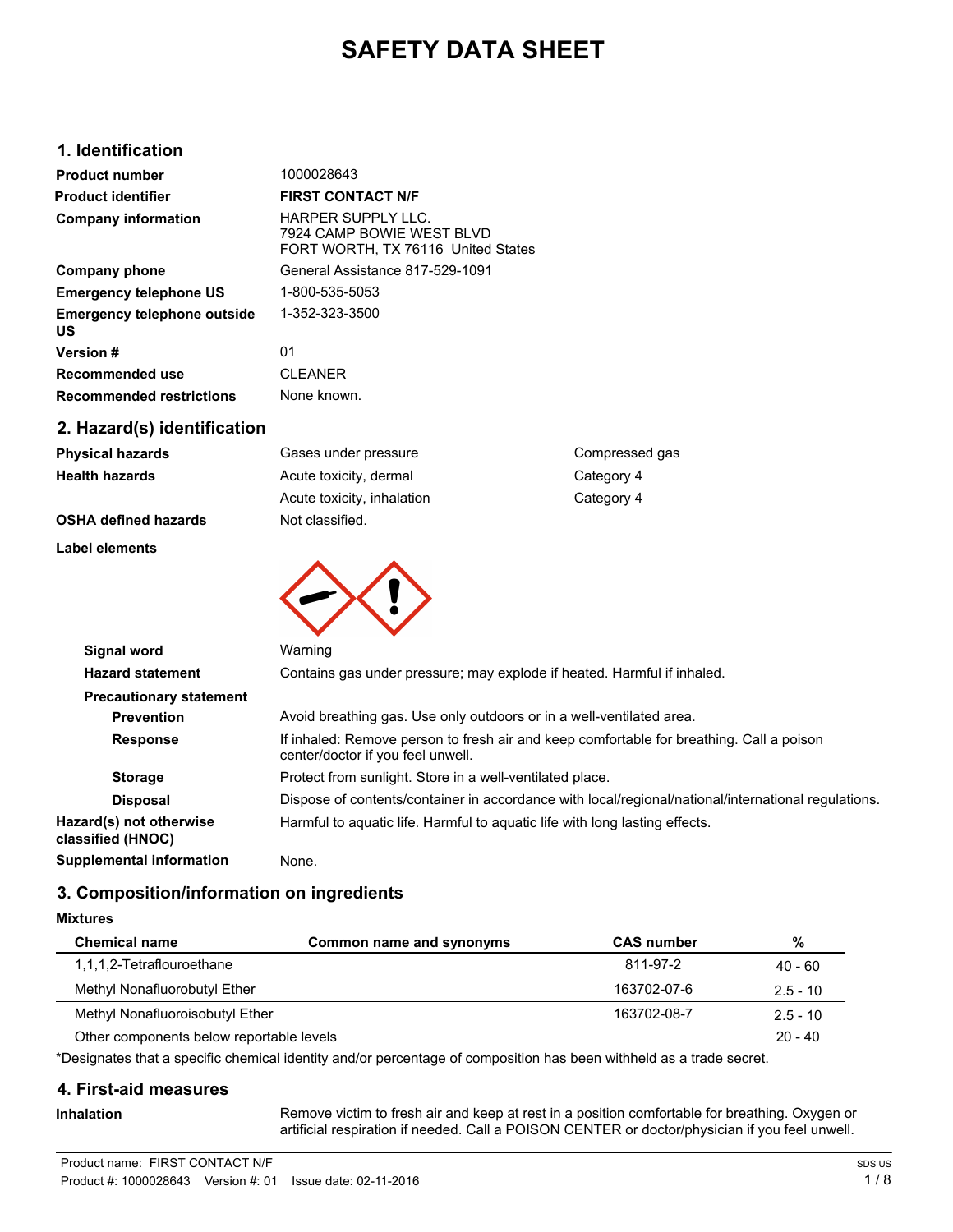# SAFETY DATA SHEET

## 1. Identification

| | |
|---|---|
| **Product number** | 1000028643 |
| **Product identifier** | **FIRST CONTACT N/F** |
| **Company information** | HARPER SUPPLY LLC.<br>7924 CAMP BOWIE WEST BLVD<br>FORT WORTH, TX 76116 United States |
| **Company phone** | General Assistance 817-529-1091 |
| **Emergency telephone US** | 1-800-535-5053 |
| **Emergency telephone outside US** | 1-352-323-3500 |
| **Version #** | 01 |
| **Recommended use** | CLEANER |
| **Recommended restrictions** | None known. |

## 2. Hazard(s) identification

| | | |
|---|---|---|
| **Physical hazards** | Gases under pressure | Compressed gas |
| **Health hazards** | Acute toxicity, dermal | Category 4 |
| | Acute toxicity, inhalation | Category 4 |
| **OSHA defined hazards** | Not classified. | |

**Label elements**

**Signal word** Warning

**Hazard statement** Contains gas under pressure; may explode if heated. Harmful if inhaled.

**Precautionary statement**

**Prevention** Avoid breathing gas. Use only outdoors or in a well-ventilated area.

**Response** If inhaled: Remove person to fresh air and keep comfortable for breathing. Call a poison center/doctor if you feel unwell.

**Storage** Protect from sunlight. Store in a well-ventilated place.

**Disposal** Dispose of contents/container in accordance with local/regional/national/international regulations.

**Hazard(s) not otherwise classified (HNOC)** Harmful to aquatic life. Harmful to aquatic life with long lasting effects.

**Supplemental information** None.

## 3. Composition/information on ingredients

**Mixtures**

| Chemical name | Common name and synonyms | CAS number | % |
|---|---|---|---|
| 1,1,1,2-Tetraflouroethane | | 811-97-2 | 40 - 60 |
| Methyl Nonafluorobutyl Ether | | 163702-07-6 | 2.5 - 10 |
| Methyl Nonafluoroisobutyl Ether | | 163702-08-7 | 2.5 - 10 |
| Other components below reportable levels | | | 20 - 40 |

*Designates that a specific chemical identity and/or percentage of composition has been withheld as a trade secret.

## 4. First-aid measures

**Inhalation** Remove victim to fresh air and keep at rest in a position comfortable for breathing. Oxygen or artificial respiration if needed. Call a POISON CENTER or doctor/physician if you feel unwell.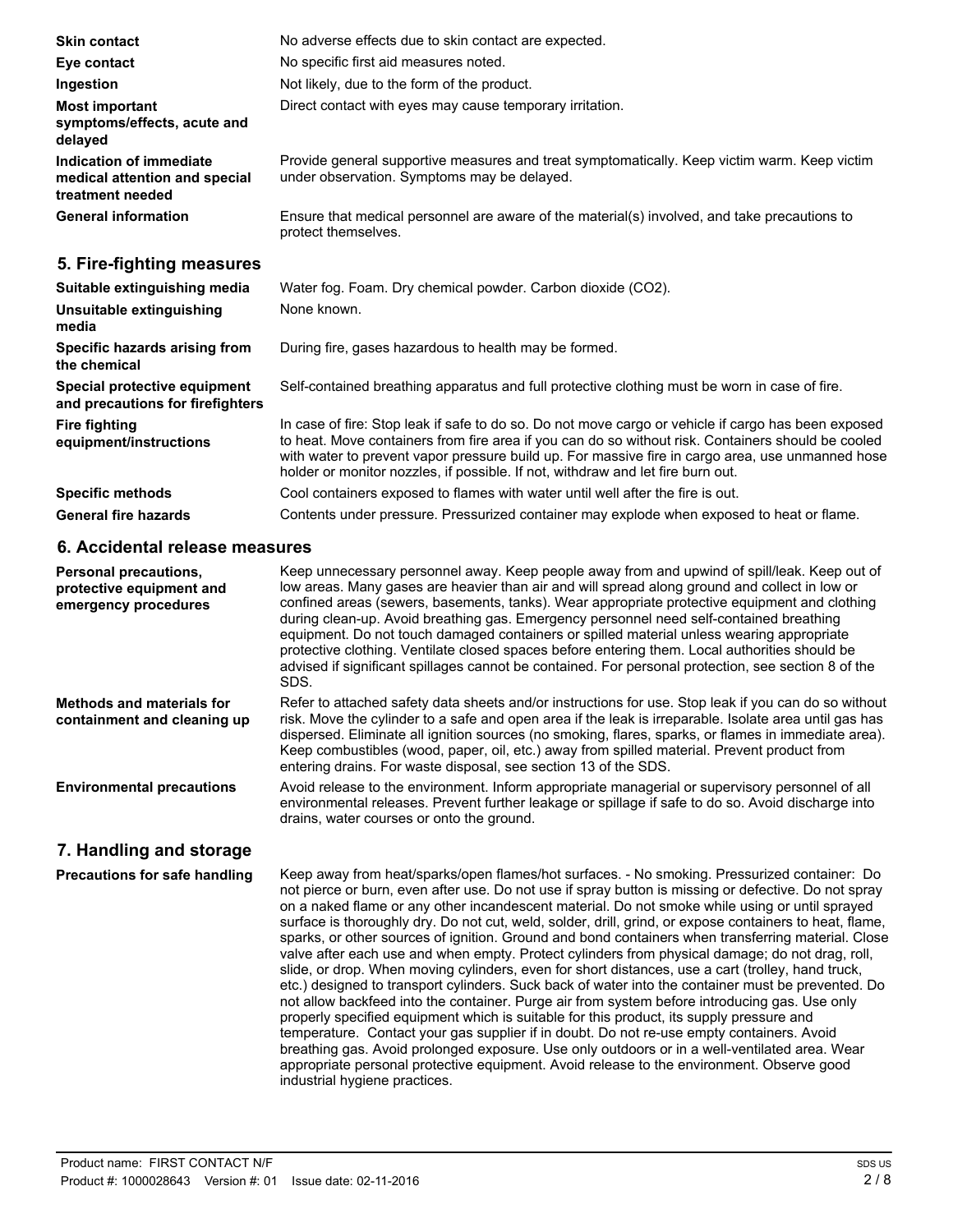| | |
|---|---|
| **Skin contact** | No adverse effects due to skin contact are expected. |
| **Eye contact** | No specific first aid measures noted. |
| **Ingestion** | Not likely, due to the form of the product. |
| **Most important symptoms/effects, acute and delayed** | Direct contact with eyes may cause temporary irritation. |
| **Indication of immediate medical attention and special treatment needed** | Provide general supportive measures and treat symptomatically. Keep victim warm. Keep victim under observation. Symptoms may be delayed. |
| **General information** | Ensure that medical personnel are aware of the material(s) involved, and take precautions to protect themselves. |

## 5. Fire-fighting measures

| | |
|---|---|
| **Suitable extinguishing media** | Water fog. Foam. Dry chemical powder. Carbon dioxide ($CO_2$). |
| **Unsuitable extinguishing media** | None known. |
| **Specific hazards arising from the chemical** | During fire, gases hazardous to health may be formed. |
| **Special protective equipment and precautions for firefighters** | Self-contained breathing apparatus and full protective clothing must be worn in case of fire. |
| **Fire fighting equipment/instructions** | In case of fire: Stop leak if safe to do so. Do not move cargo or vehicle if cargo has been exposed to heat. Move containers from fire area if you can do so without risk. Containers should be cooled with water to prevent vapor pressure build up. For massive fire in cargo area, use unmanned hose holder or monitor nozzles, if possible. If not, withdraw and let fire burn out. |
| **Specific methods** | Cool containers exposed to flames with water until well after the fire is out. |
| **General fire hazards** | Contents under pressure. Pressurized container may explode when exposed to heat or flame. |

## 6. Accidental release measures

| | |
|---|---|
| **Personal precautions, protective equipment and emergency procedures** | Keep unnecessary personnel away. Keep people away from and upwind of spill/leak. Keep out of low areas. Many gases are heavier than air and will spread along ground and collect in low or confined areas (sewers, basements, tanks). Wear appropriate protective equipment and clothing during clean-up. Avoid breathing gas. Emergency personnel need self-contained breathing equipment. Do not touch damaged containers or spilled material unless wearing appropriate protective clothing. Ventilate closed spaces before entering them. Local authorities should be advised if significant spillages cannot be contained. For personal protection, see section 8 of the SDS. |
| **Methods and materials for containment and cleaning up** | Refer to attached safety data sheets and/or instructions for use. Stop leak if you can do so without risk. Move the cylinder to a safe and open area if the leak is irreparable. Isolate area until gas has dispersed. Eliminate all ignition sources (no smoking, flares, sparks, or flames in immediate area). Keep combustibles (wood, paper, oil, etc.) away from spilled material. Prevent product from entering drains. For waste disposal, see section 13 of the SDS. |
| **Environmental precautions** | Avoid release to the environment. Inform appropriate managerial or supervisory personnel of all environmental releases. Prevent further leakage or spillage if safe to do so. Avoid discharge into drains, water courses or onto the ground. |

## 7. Handling and storage

| | |
|---|---|
| **Precautions for safe handling** | Keep away from heat/sparks/open flames/hot surfaces. - No smoking. Pressurized container: Do not pierce or burn, even after use. Do not use if spray button is missing or defective. Do not spray on a naked flame or any other incandescent material. Do not smoke while using or until sprayed surface is thoroughly dry. Do not cut, weld, solder, drill, grind, or expose containers to heat, flame, sparks, or other sources of ignition. Ground and bond containers when transferring material. Close valve after each use and when empty. Protect cylinders from physical damage; do not drag, roll, slide, or drop. When moving cylinders, even for short distances, use a cart (trolley, hand truck, etc.) designed to transport cylinders. Suck back of water into the container must be prevented. Do not allow backfeed into the container. Purge air from system before introducing gas. Use only properly specified equipment which is suitable for this product, its supply pressure and temperature. Contact your gas supplier if in doubt. Do not re-use empty containers. Avoid breathing gas. Avoid prolonged exposure. Use only outdoors or in a well-ventilated area. Wear appropriate personal protective equipment. Avoid release to the environment. Observe good industrial hygiene practices. |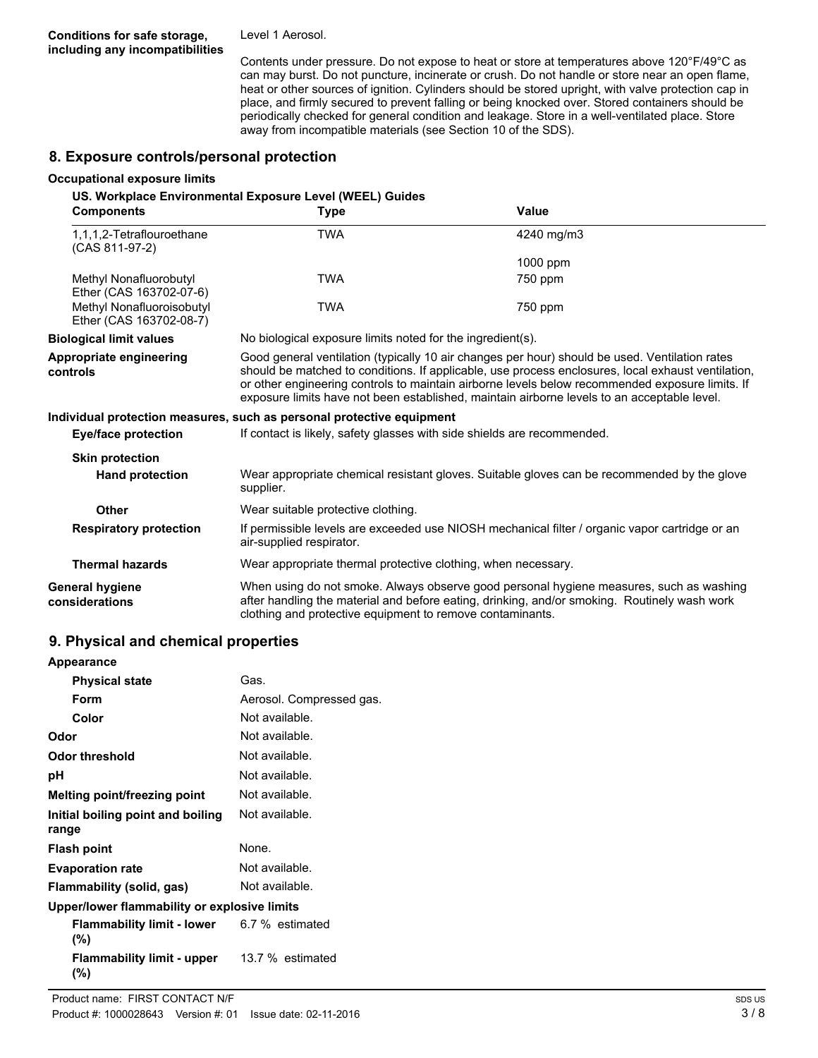**Conditions for safe storage, including any incompatibilities**

Level 1 Aerosol.

Contents under pressure. Do not expose to heat or store at temperatures above 120°F/49°C as can may burst. Do not puncture, incinerate or crush. Do not handle or store near an open flame, heat or other sources of ignition. Cylinders should be stored upright, with valve protection cap in place, and firmly secured to prevent falling or being knocked over. Stored containers should be periodically checked for general condition and leakage. Store in a well-ventilated place. Store away from incompatible materials (see Section 10 of the SDS).

## 8. Exposure controls/personal protection

### Occupational exposure limits

**US. Workplace Environmental Exposure Level (WEEL) Guides**

| Components | Type | Value |
|---|---|---|
| 1,1,1,2-Tetraflouroethane (CAS 811-97-2) | TWA | 4240 mg/m3 |
| | | 1000 ppm |
| Methyl Nonafluorobutyl Ether (CAS 163702-07-6) | TWA | 750 ppm |
| Methyl Nonafluoroisobutyl Ether (CAS 163702-08-7) | TWA | 750 ppm |

**Biological limit values**

No biological exposure limits noted for the ingredient(s).

**Appropriate engineering controls**

Good general ventilation (typically 10 air changes per hour) should be used. Ventilation rates should be matched to conditions. If applicable, use process enclosures, local exhaust ventilation, or other engineering controls to maintain airborne levels below recommended exposure limits. If exposure limits have not been established, maintain airborne levels to an acceptable level.

### Individual protection measures, such as personal protective equipment

**Eye/face protection**

If contact is likely, safety glasses with side shields are recommended.

**Skin protection**

**Hand protection**

Wear appropriate chemical resistant gloves. Suitable gloves can be recommended by the glove supplier.

**Other**

Wear suitable protective clothing.

**Respiratory protection**

If permissible levels are exceeded use NIOSH mechanical filter / organic vapor cartridge or an air-supplied respirator.

**Thermal hazards**

Wear appropriate thermal protective clothing, when necessary.

**General hygiene considerations**

When using do not smoke. Always observe good personal hygiene measures, such as washing after handling the material and before eating, drinking, and/or smoking. Routinely wash work clothing and protective equipment to remove contaminants.

## 9. Physical and chemical properties

**Appearance**

| | |
|---|---|
| **Physical state** | Gas. |
| **Form** | Aerosol. Compressed gas. |
| **Color** | Not available. |
| **Odor** | Not available. |
| **Odor threshold** | Not available. |
| **pH** | Not available. |
| **Melting point/freezing point** | Not available. |
| **Initial boiling point and boiling range** | Not available. |
| **Flash point** | None. |
| **Evaporation rate** | Not available. |
| **Flammability (solid, gas)** | Not available. |

**Upper/lower flammability or explosive limits**

| | |
|---|---|
| **Flammability limit - lower (%)** | 6.7 % estimated |
| **Flammability limit - upper (%)** | 13.7 % estimated |

Product name: FIRST CONTACT N/F
Product #: 1000028643 Version #: 01 Issue date: 02-11-2016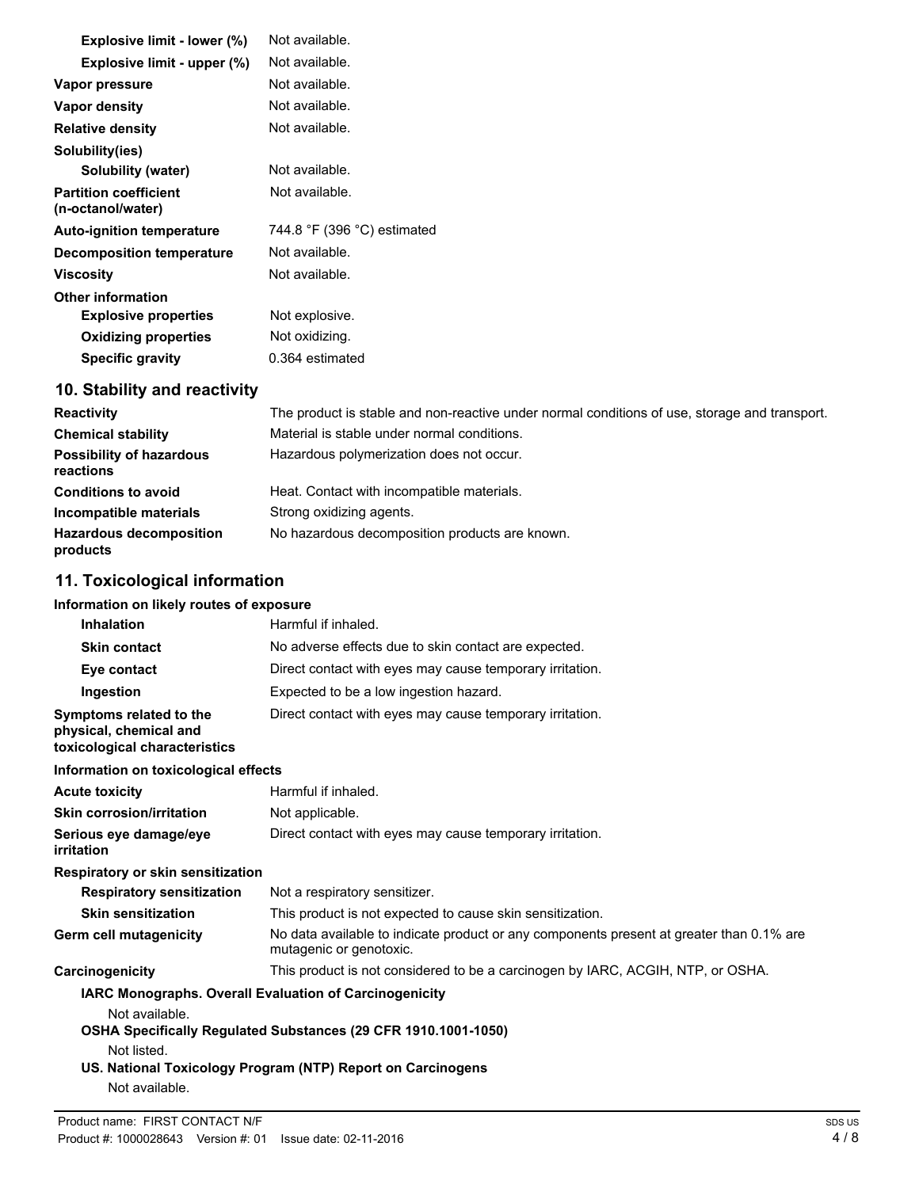| | |
|---|---|
| **Explosive limit - lower (%)** | Not available. |
| **Explosive limit - upper (%)** | Not available. |
| **Vapor pressure** | Not available. |
| **Vapor density** | Not available. |
| **Relative density** | Not available. |
| **Solubility(ies)** | |
| **Solubility (water)** | Not available. |
| **Partition coefficient (n-octanol/water)** | Not available. |
| **Auto-ignition temperature** | 744.8 °F (396 °C) estimated |
| **Decomposition temperature** | Not available. |
| **Viscosity** | Not available. |
| **Other information** | |
| **Explosive properties** | Not explosive. |
| **Oxidizing properties** | Not oxidizing. |
| **Specific gravity** | 0.364 estimated |

## 10. Stability and reactivity

| | |
|---|---|
| **Reactivity** | The product is stable and non-reactive under normal conditions of use, storage and transport. |
| **Chemical stability** | Material is stable under normal conditions. |
| **Possibility of hazardous reactions** | Hazardous polymerization does not occur. |
| **Conditions to avoid** | Heat. Contact with incompatible materials. |
| **Incompatible materials** | Strong oxidizing agents. |
| **Hazardous decomposition products** | No hazardous decomposition products are known. |

## 11. Toxicological information

**Information on likely routes of exposure**

| | |
|---|---|
| **Inhalation** | Harmful if inhaled. |
| **Skin contact** | No adverse effects due to skin contact are expected. |
| **Eye contact** | Direct contact with eyes may cause temporary irritation. |
| **Ingestion** | Expected to be a low ingestion hazard. |
| **Symptoms related to the physical, chemical and toxicological characteristics** | Direct contact with eyes may cause temporary irritation. |

**Information on toxicological effects**

| | |
|---|---|
| **Acute toxicity** | Harmful if inhaled. |
| **Skin corrosion/irritation** | Not applicable. |
| **Serious eye damage/eye irritation** | Direct contact with eyes may cause temporary irritation. |
| **Respiratory or skin sensitization** | |
| **Respiratory sensitization** | Not a respiratory sensitizer. |
| **Skin sensitization** | This product is not expected to cause skin sensitization. |
| **Germ cell mutagenicity** | No data available to indicate product or any components present at greater than 0.1% are mutagenic or genotoxic. |
| **Carcinogenicity** | This product is not considered to be a carcinogen by IARC, ACGIH, NTP, or OSHA. |

**IARC Monographs. Overall Evaluation of Carcinogenicity**

Not available.

**OSHA Specifically Regulated Substances (29 CFR 1910.1001-1050)**

Not listed.

**US. National Toxicology Program (NTP) Report on Carcinogens**

Not available.

Product name: FIRST CONTACT N/F
Product #: 1000028643 Version #: 01 Issue date: 02-11-2016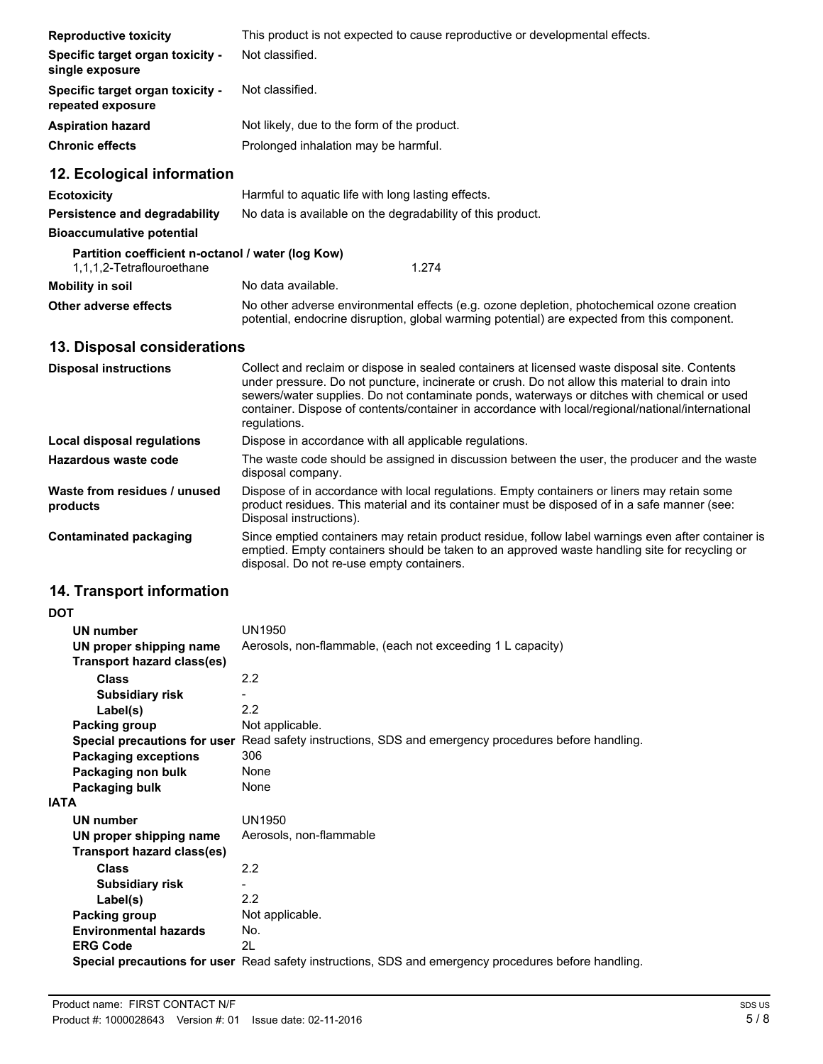| | |
|---|---|
| **Reproductive toxicity** | This product is not expected to cause reproductive or developmental effects. |
| **Specific target organ toxicity - single exposure** | Not classified. |
| **Specific target organ toxicity - repeated exposure** | Not classified. |
| **Aspiration hazard** | Not likely, due to the form of the product. |
| **Chronic effects** | Prolonged inhalation may be harmful. |

## 12. Ecological information

| | |
|---|---|
| **Ecotoxicity** | Harmful to aquatic life with long lasting effects. |
| **Persistence and degradability** | No data is available on the degradability of this product. |
| **Bioaccumulative potential** | |

**Partition coefficient n-octanol / water (log Kow)**

| | |
|---|---|
| 1,1,1,2-Tetraflouroethane | 1.274 |

| | |
|---|---|
| **Mobility in soil** | No data available. |
| **Other adverse effects** | No other adverse environmental effects (e.g. ozone depletion, photochemical ozone creation potential, endocrine disruption, global warming potential) are expected from this component. |

## 13. Disposal considerations

| | |
|---|---|
| **Disposal instructions** | Collect and reclaim or dispose in sealed containers at licensed waste disposal site. Contents under pressure. Do not puncture, incinerate or crush. Do not allow this material to drain into sewers/water supplies. Do not contaminate ponds, waterways or ditches with chemical or used container. Dispose of contents/container in accordance with local/regional/national/international regulations. |
| **Local disposal regulations** | Dispose in accordance with all applicable regulations. |
| **Hazardous waste code** | The waste code should be assigned in discussion between the user, the producer and the waste disposal company. |
| **Waste from residues / unused products** | Dispose of in accordance with local regulations. Empty containers or liners may retain some product residues. This material and its container must be disposed of in a safe manner (see: Disposal instructions). |
| **Contaminated packaging** | Since emptied containers may retain product residue, follow label warnings even after container is emptied. Empty containers should be taken to an approved waste handling site for recycling or disposal. Do not re-use empty containers. |

## 14. Transport information

**DOT**

| | |
|---|---|
| **UN number** | UN1950 |
| **UN proper shipping name** | Aerosols, non-flammable, (each not exceeding 1 L capacity) |
| **Transport hazard class(es)** | |
| **Class** | 2.2 |
| **Subsidiary risk** | - |
| **Label(s)** | 2.2 |
| **Packing group** | Not applicable. |
| **Special precautions for user** | Read safety instructions, SDS and emergency procedures before handling. |
| **Packaging exceptions** | 306 |
| **Packaging non bulk** | None |
| **Packaging bulk** | None |

**IATA**

| | |
|---|---|
| **UN number** | UN1950 |
| **UN proper shipping name** | Aerosols, non-flammable |
| **Transport hazard class(es)** | |
| **Class** | 2.2 |
| **Subsidiary risk** | - |
| **Label(s)** | 2.2 |
| **Packing group** | Not applicable. |
| **Environmental hazards** | No. |
| **ERG Code** | 2L |
| **Special precautions for user** | Read safety instructions, SDS and emergency procedures before handling. |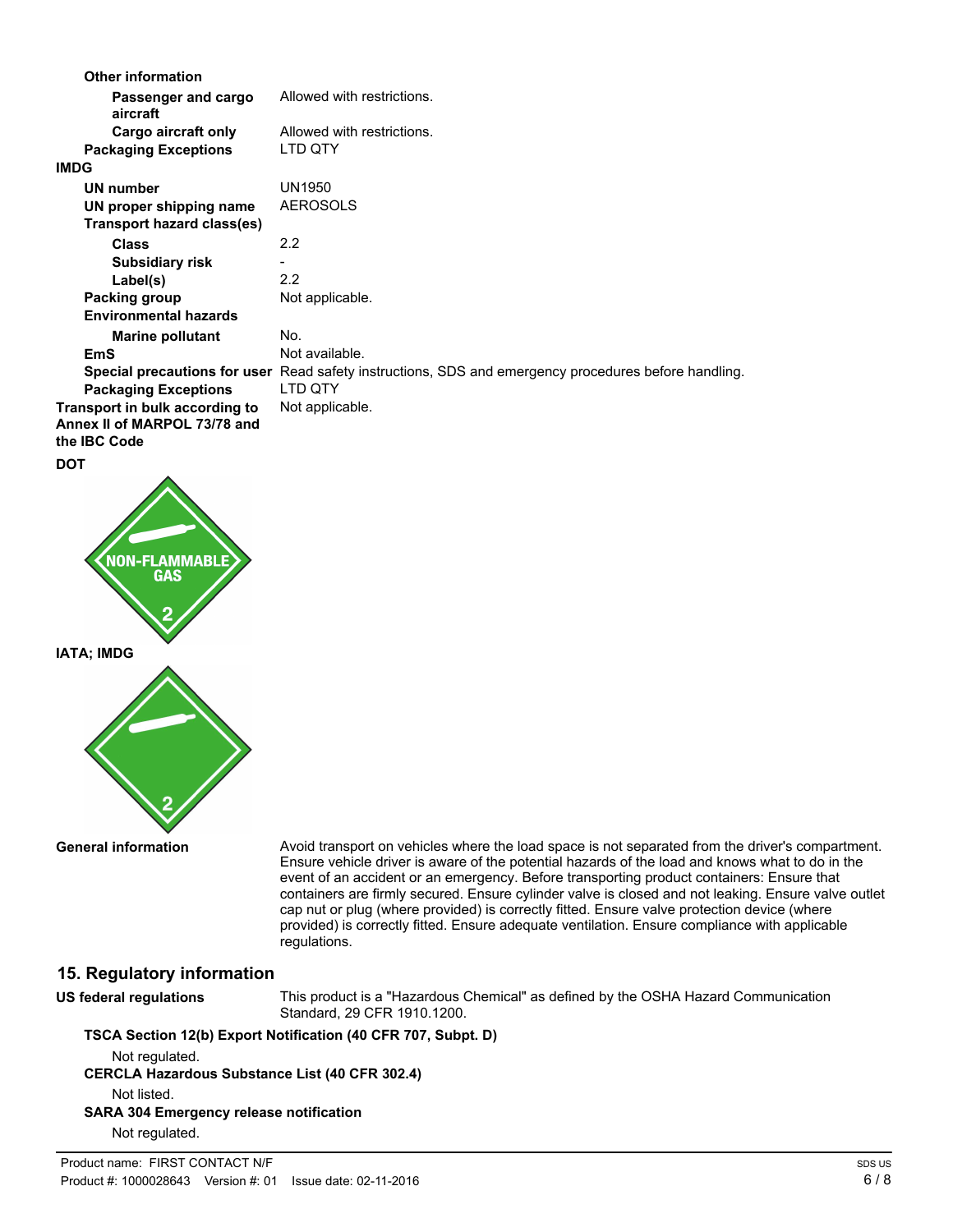**Other information**

| | |
|---|---|
| **Passenger and cargo aircraft** | Allowed with restrictions. |
| **Cargo aircraft only** | Allowed with restrictions. |
| **Packaging Exceptions** | LTD QTY |

**IMDG**

| | |
|---|---|
| **UN number** | UN1950 |
| **UN proper shipping name** | AEROSOLS |
| **Transport hazard class(es)** | |
| **Class** | 2.2 |
| **Subsidiary risk** | - |
| **Label(s)** | 2.2 |
| **Packing group** | Not applicable. |
| **Environmental hazards** | |
| **Marine pollutant** | No. |
| **EmS** | Not available. |
| **Special precautions for user** | Read safety instructions, SDS and emergency procedures before handling. |
| **Packaging Exceptions** | LTD QTY |
| **Transport in bulk according to Annex II of MARPOL 73/78 and the IBC Code** | Not applicable. |

**DOT**

NON-FLAMMABLE GAS 2

**IATA; IMDG**

2

**General information**

Avoid transport on vehicles where the load space is not separated from the driver's compartment. Ensure vehicle driver is aware of the potential hazards of the load and knows what to do in the event of an accident or an emergency. Before transporting product containers: Ensure that containers are firmly secured. Ensure cylinder valve is closed and not leaking. Ensure valve outlet cap nut or plug (where provided) is correctly fitted. Ensure valve protection device (where provided) is correctly fitted. Ensure adequate ventilation. Ensure compliance with applicable regulations.

## 15. Regulatory information

**US federal regulations**

This product is a "Hazardous Chemical" as defined by the OSHA Hazard Communication Standard, 29 CFR 1910.1200.

**TSCA Section 12(b) Export Notification (40 CFR 707, Subpt. D)**

Not regulated.

**CERCLA Hazardous Substance List (40 CFR 302.4)**

Not listed.

**SARA 304 Emergency release notification**

Not regulated.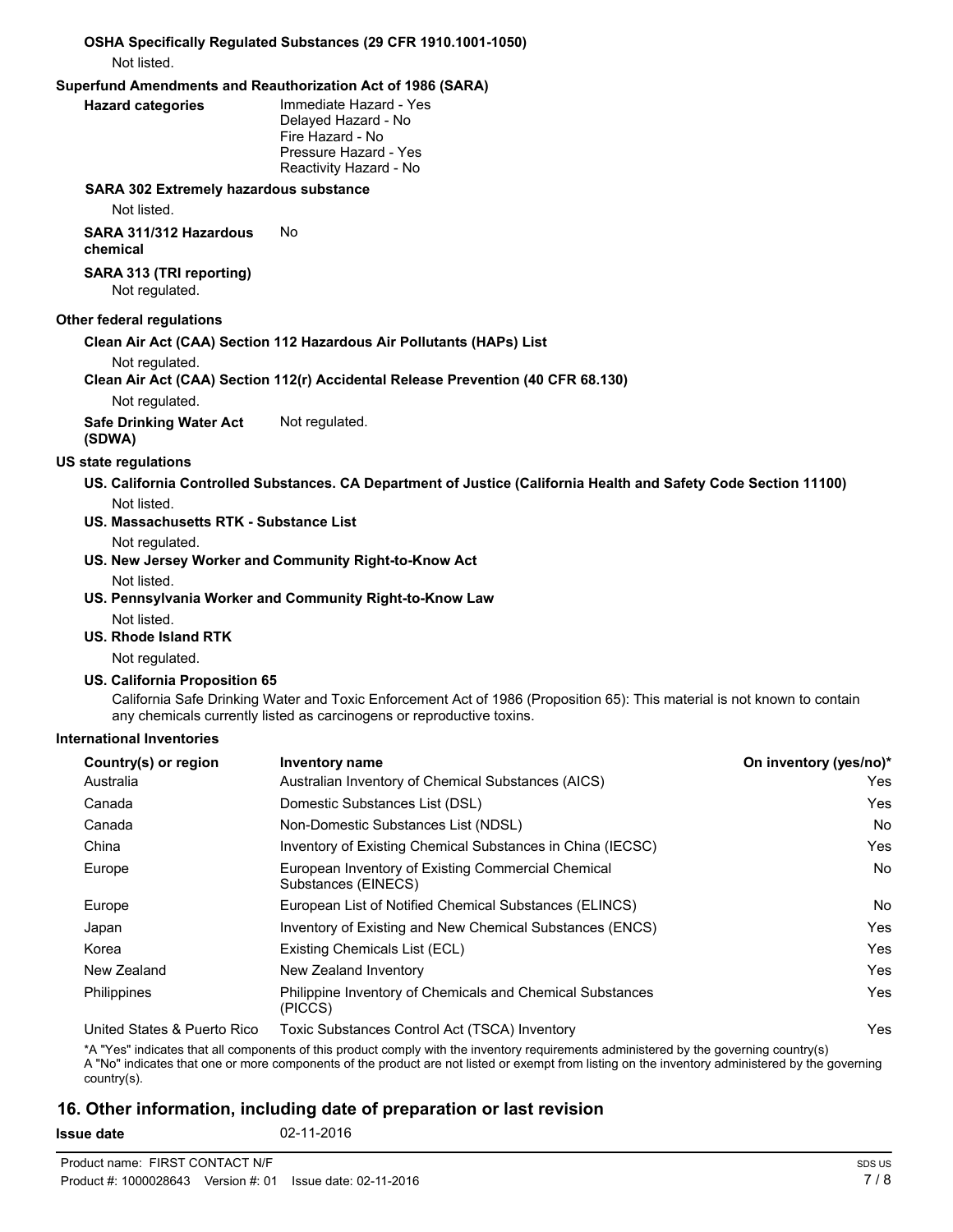**OSHA Specifically Regulated Substances (29 CFR 1910.1001-1050)**

Not listed.

**Superfund Amendments and Reauthorization Act of 1986 (SARA)**

**Hazard categories**
Immediate Hazard - Yes
Delayed Hazard - No
Fire Hazard - No
Pressure Hazard - Yes
Reactivity Hazard - No

**SARA 302 Extremely hazardous substance**

Not listed.

**SARA 311/312 Hazardous chemical** No

**SARA 313 (TRI reporting)**

Not regulated.

**Other federal regulations**

**Clean Air Act (CAA) Section 112 Hazardous Air Pollutants (HAPs) List**

Not regulated.

**Clean Air Act (CAA) Section 112(r) Accidental Release Prevention (40 CFR 68.130)**

Not regulated.

**Safe Drinking Water Act (SDWA)** Not regulated.

**US state regulations**

**US. California Controlled Substances. CA Department of Justice (California Health and Safety Code Section 11100)**

Not listed.

**US. Massachusetts RTK - Substance List**

Not regulated.

**US. New Jersey Worker and Community Right-to-Know Act**

Not listed.

**US. Pennsylvania Worker and Community Right-to-Know Law**

Not listed.

**US. Rhode Island RTK**

Not regulated.

**US. California Proposition 65**

California Safe Drinking Water and Toxic Enforcement Act of 1986 (Proposition 65): This material is not known to contain any chemicals currently listed as carcinogens or reproductive toxins.

**International Inventories**

| Country(s) or region | Inventory name | On inventory (yes/no)* |
|---|---|---|
| Australia | Australian Inventory of Chemical Substances (AICS) | Yes |
| Canada | Domestic Substances List (DSL) | Yes |
| Canada | Non-Domestic Substances List (NDSL) | No |
| China | Inventory of Existing Chemical Substances in China (IECSC) | Yes |
| Europe | European Inventory of Existing Commercial Chemical Substances (EINECS) | No |
| Europe | European List of Notified Chemical Substances (ELINCS) | No |
| Japan | Inventory of Existing and New Chemical Substances (ENCS) | Yes |
| Korea | Existing Chemicals List (ECL) | Yes |
| New Zealand | New Zealand Inventory | Yes |
| Philippines | Philippine Inventory of Chemicals and Chemical Substances (PICCS) | Yes |
| United States & Puerto Rico | Toxic Substances Control Act (TSCA) Inventory | Yes |

*A "Yes" indicates that all components of this product comply with the inventory requirements administered by the governing country(s)
A "No" indicates that one or more components of the product are not listed or exempt from listing on the inventory administered by the governing country(s).

## 16. Other information, including date of preparation or last revision

**Issue date** 02-11-2016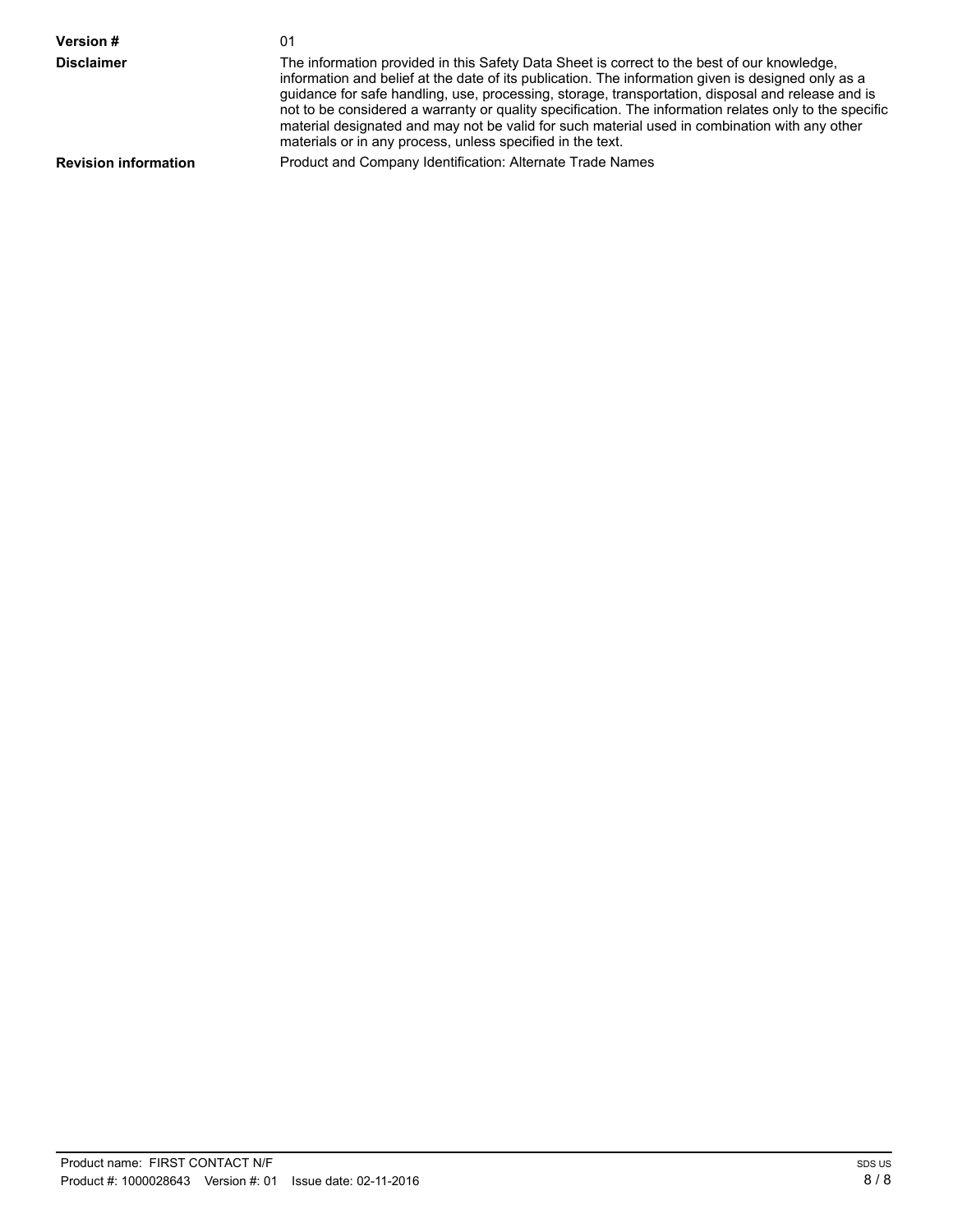| | |
|---|---|
| **Version #** | 01 |
| **Disclaimer** | The information provided in this Safety Data Sheet is correct to the best of our knowledge, information and belief at the date of its publication. The information given is designed only as a guidance for safe handling, use, processing, storage, transportation, disposal and release and is not to be considered a warranty or quality specification. The information relates only to the specific material designated and may not be valid for such material used in combination with any other materials or in any process, unless specified in the text. |
| **Revision information** | Product and Company Identification: Alternate Trade Names |